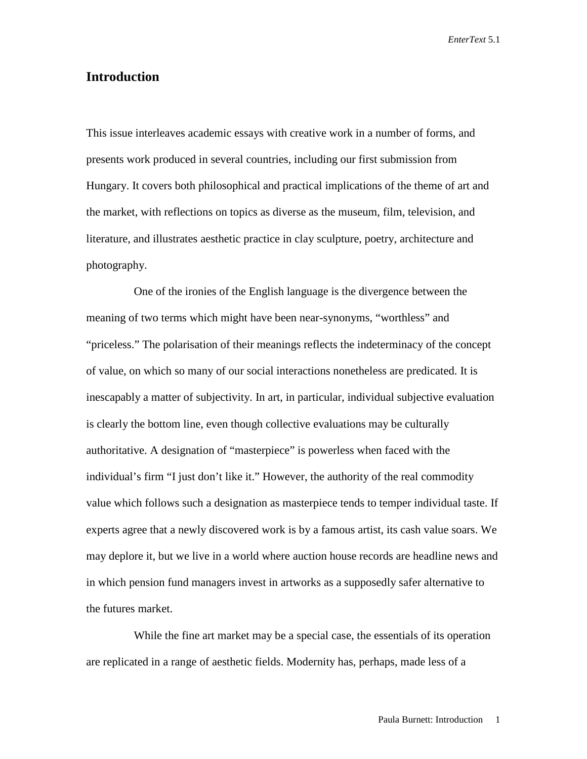## Introduction

This issue interleaves academic essays with creative work in a number of forms, and presents work produced in several countries, including our first submission from Hungary. It covers both philosophical and practical implications of the theme of art and the market, with reflections on topics as diverse as the museum, film, television, and literature, and illustrates aesthetic practice in clay sculpture, poetry, architecture and photography.

One of the ironies of the English language is the divergence between the meaning of two terms which might have been near-synonyms, "worthless" and "priceless." The polarisation of their meanings reflects the indeterminacy of the concept of value, on which so many of our social interactions nonetheless are predicated. It is inescapably a matter of subjectivity. In art, in particular, individual subjective evaluation is clearly the bottom line, even though collective evaluations may be culturally authoritative. A designation of "masterpiece" is powerless when faced with the individual's firm "I just don't like it." However, the authority of the real commodity value which follows such a designation as masterpiece tends to temper individual taste. If experts agree that a newly discovered work is by a famous artist, its cash value soars. We may deplore it, but we live in a world where auction house records are headline news and in which pension fund managers invest in artworks as a supposedly safer alternative to the futures market.

While the fine art market may be a special case, the essentials of its operation are replicated in a range of aesthetic fields. Modernity has, perhaps, made less of a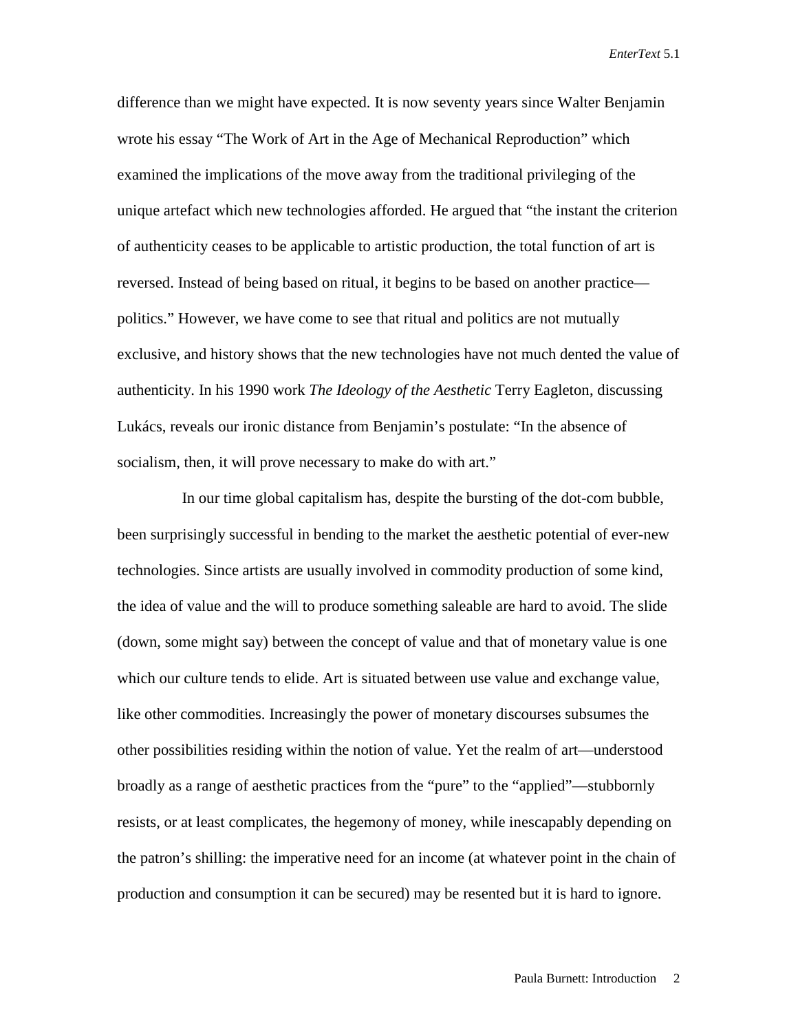difference than we might have expected. It is now seventy years since Walter Benjamin wrote his essay "The Work of Art in the Age of Mechanical Reproduction" which examined the implications of the move away from the traditional privileging of the unique artefact which new technologies afforded. He argued that "the instant the criterion of authenticity ceases to be applicable to artistic production, the total function of art is reversed. Instead of being based on ritual, it begins to be based on another practice—politics." However, we have come to see that ritual and politics are not mutually exclusive, and history shows that the new technologies have not much dented the value of authenticity. In his 1990 work *The Ideology of the Aesthetic* Terry Eagleton, discussing Lukács, reveals our ironic distance from Benjamin's postulate: "In the absence of socialism, then, it will prove necessary to make do with art."

In our time global capitalism has, despite the bursting of the dot-com bubble, been surprisingly successful in bending to the market the aesthetic potential of ever-new technologies. Since artists are usually involved in commodity production of some kind, the idea of value and the will to produce something saleable are hard to avoid. The slide (down, some might say) between the concept of value and that of monetary value is one which our culture tends to elide. Art is situated between use value and exchange value, like other commodities. Increasingly the power of monetary discourses subsumes the other possibilities residing within the notion of value. Yet the realm of art—understood broadly as a range of aesthetic practices from the "pure" to the "applied"—stubbornly resists, or at least complicates, the hegemony of money, while inescapably depending on the patron's shilling: the imperative need for an income (at whatever point in the chain of production and consumption it can be secured) may be resented but it is hard to ignore.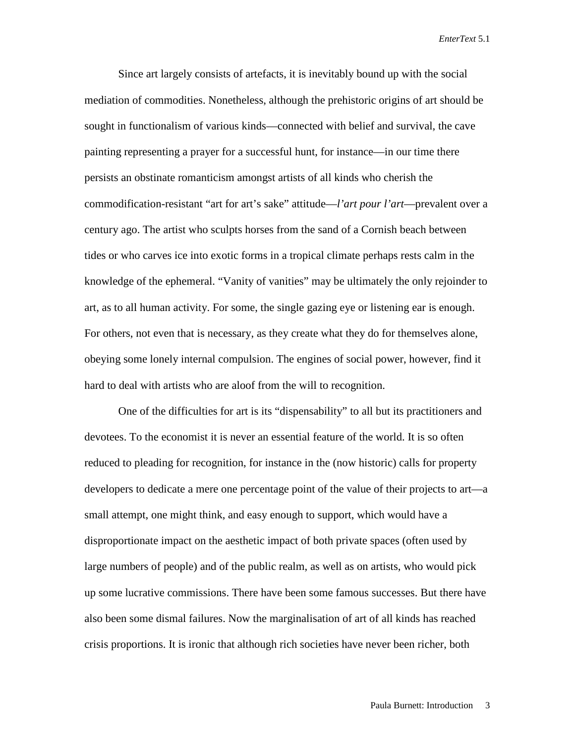Since art largely consists of artefacts, it is inevitably bound up with the social mediation of commodities. Nonetheless, although the prehistoric origins of art should be sought in functionalism of various kinds—connected with belief and survival, the cave painting representing a prayer for a successful hunt, for instance—in our time there persists an obstinate romanticism amongst artists of all kinds who cherish the commodification-resistant "art for art's sake" attitude—*l'art pour l'art*—prevalent over a century ago. The artist who sculpts horses from the sand of a Cornish beach between tides or who carves ice into exotic forms in a tropical climate perhaps rests calm in the knowledge of the ephemeral. "Vanity of vanities" may be ultimately the only rejoinder to art, as to all human activity. For some, the single gazing eye or listening ear is enough. For others, not even that is necessary, as they create what they do for themselves alone, obeying some lonely internal compulsion. The engines of social power, however, find it hard to deal with artists who are aloof from the will to recognition.

One of the difficulties for art is its "dispensability" to all but its practitioners and devotees. To the economist it is never an essential feature of the world. It is so often reduced to pleading for recognition, for instance in the (now historic) calls for property developers to dedicate a mere one percentage point of the value of their projects to art—a small attempt, one might think, and easy enough to support, which would have a disproportionate impact on the aesthetic impact of both private spaces (often used by large numbers of people) and of the public realm, as well as on artists, who would pick up some lucrative commissions. There have been some famous successes. But there have also been some dismal failures. Now the marginalisation of art of all kinds has reached crisis proportions. It is ironic that although rich societies have never been richer, both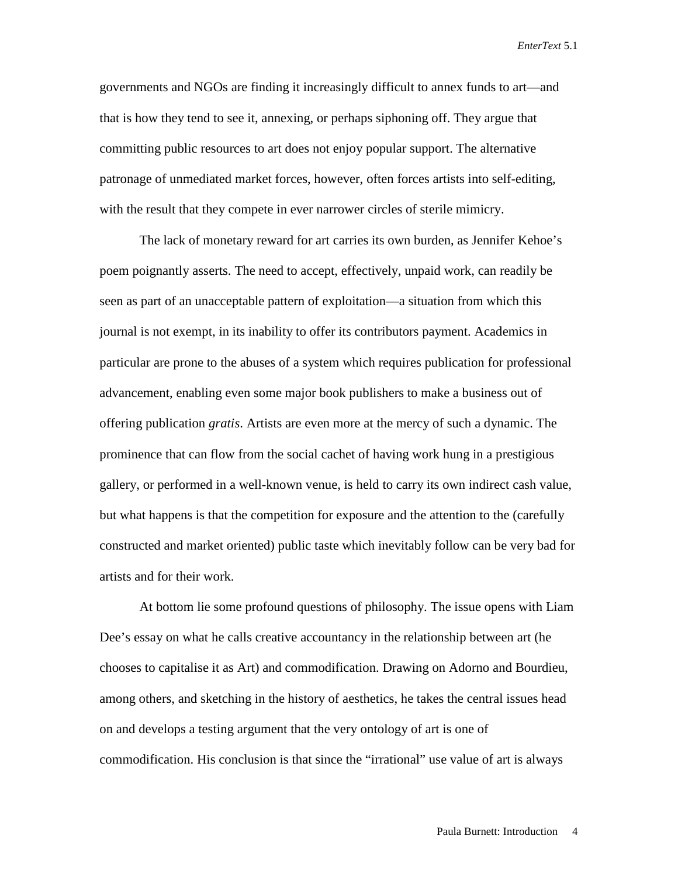governments and NGOs are finding it increasingly difficult to annex funds to art—and that is how they tend to see it, annexing, or perhaps siphoning off. They argue that committing public resources to art does not enjoy popular support. The alternative patronage of unmediated market forces, however, often forces artists into self-editing, with the result that they compete in ever narrower circles of sterile mimicry.

The lack of monetary reward for art carries its own burden, as Jennifer Kehoe's poem poignantly asserts. The need to accept, effectively, unpaid work, can readily be seen as part of an unacceptable pattern of exploitation—a situation from which this journal is not exempt, in its inability to offer its contributors payment. Academics in particular are prone to the abuses of a system which requires publication for professional advancement, enabling even some major book publishers to make a business out of offering publication *gratis*. Artists are even more at the mercy of such a dynamic. The prominence that can flow from the social cachet of having work hung in a prestigious gallery, or performed in a well-known venue, is held to carry its own indirect cash value, but what happens is that the competition for exposure and the attention to the (carefully constructed and market oriented) public taste which inevitably follow can be very bad for artists and for their work.

At bottom lie some profound questions of philosophy. The issue opens with Liam Dee's essay on what he calls creative accountancy in the relationship between art (he chooses to capitalise it as Art) and commodification. Drawing on Adorno and Bourdieu, among others, and sketching in the history of aesthetics, he takes the central issues head on and develops a testing argument that the very ontology of art is one of commodification. His conclusion is that since the "irrational" use value of art is always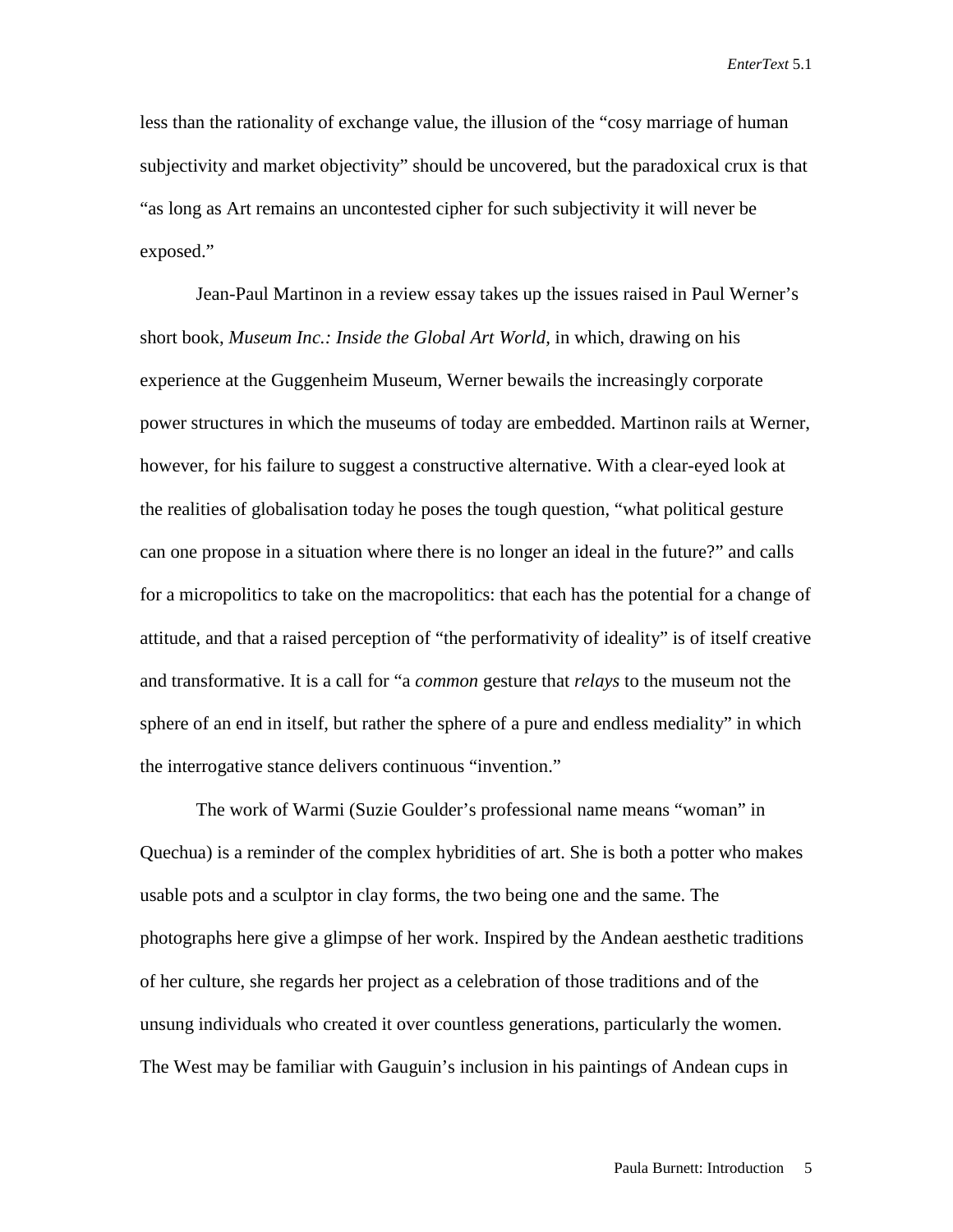less than the rationality of exchange value, the illusion of the "cosy marriage of human subjectivity and market objectivity" should be uncovered, but the paradoxical crux is that "as long as Art remains an uncontested cipher for such subjectivity it will never be exposed."

Jean-Paul Martinon in a review essay takes up the issues raised in Paul Werner's short book, *Museum Inc.: Inside the Global Art World,* in which, drawing on his experience at the Guggenheim Museum, Werner bewails the increasingly corporate power structures in which the museums of today are embedded. Martinon rails at Werner, however, for his failure to suggest a constructive alternative. With a clear-eyed look at the realities of globalisation today he poses the tough question, "what political gesture can one propose in a situation where there is no longer an ideal in the future?" and calls for a micropolitics to take on the macropolitics: that each has the potential for a change of attitude, and that a raised perception of "the performativity of ideality" is of itself creative and transformative. It is a call for "a *common* gesture that *relays* to the museum not the sphere of an end in itself, but rather the sphere of a pure and endless mediality" in which the interrogative stance delivers continuous "invention."

The work of Warmi (Suzie Goulder's professional name means "woman" in Quechua) is a reminder of the complex hybridities of art. She is both a potter who makes usable pots and a sculptor in clay forms, the two being one and the same. The photographs here give a glimpse of her work. Inspired by the Andean aesthetic traditions of her culture, she regards her project as a celebration of those traditions and of the unsung individuals who created it over countless generations, particularly the women. The West may be familiar with Gauguin's inclusion in his paintings of Andean cups in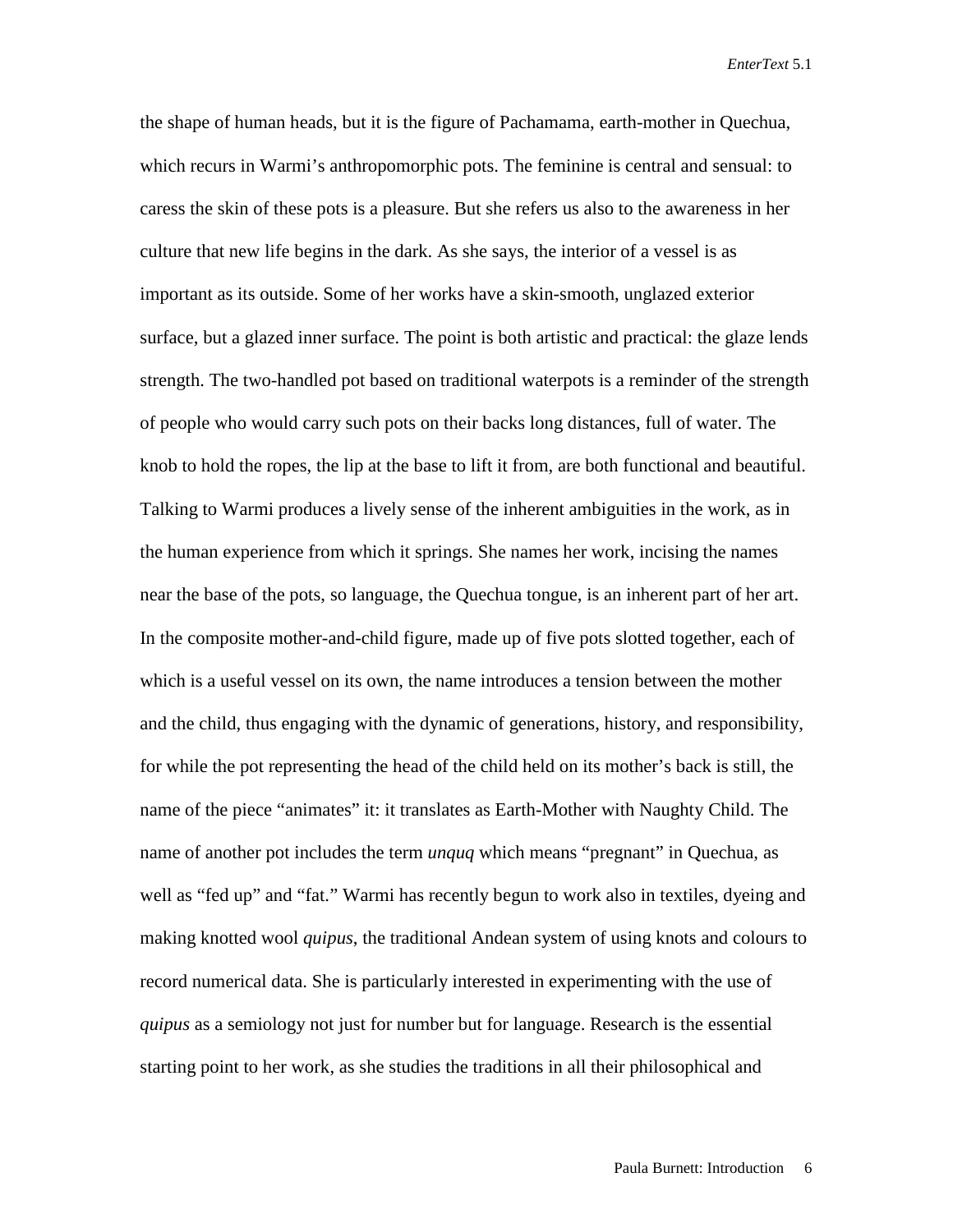the shape of human heads, but it is the figure of Pachamama, earth-mother in Quechua, which recurs in Warmi's anthropomorphic pots. The feminine is central and sensual: to caress the skin of these pots is a pleasure. But she refers us also to the awareness in her culture that new life begins in the dark. As she says, the interior of a vessel is as important as its outside. Some of her works have a skin-smooth, unglazed exterior surface, but a glazed inner surface. The point is both artistic and practical: the glaze lends strength. The two-handled pot based on traditional waterpots is a reminder of the strength of people who would carry such pots on their backs long distances, full of water. The knob to hold the ropes, the lip at the base to lift it from, are both functional and beautiful. Talking to Warmi produces a lively sense of the inherent ambiguities in the work, as in the human experience from which it springs. She names her work, incising the names near the base of the pots, so language, the Quechua tongue, is an inherent part of her art. In the composite mother-and-child figure, made up of five pots slotted together, each of which is a useful vessel on its own, the name introduces a tension between the mother and the child, thus engaging with the dynamic of generations, history, and responsibility, for while the pot representing the head of the child held on its mother's back is still, the name of the piece "animates" it: it translates as Earth-Mother with Naughty Child. The name of another pot includes the term *unquq* which means "pregnant" in Quechua, as well as "fed up" and "fat." Warmi has recently begun to work also in textiles, dyeing and making knotted wool *quipus*, the traditional Andean system of using knots and colours to record numerical data. She is particularly interested in experimenting with the use of *quipus* as a semiology not just for number but for language. Research is the essential starting point to her work, as she studies the traditions in all their philosophical and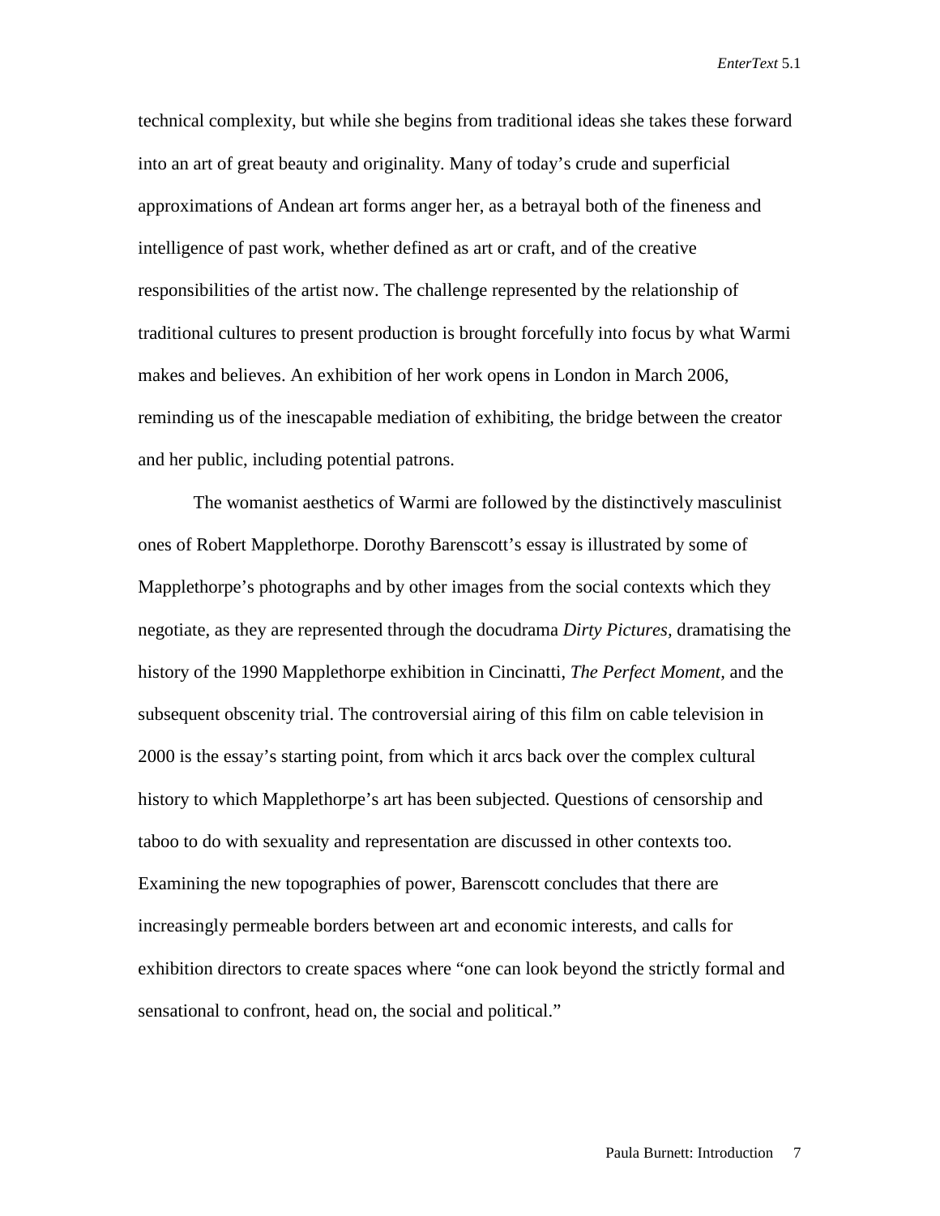technical complexity, but while she begins from traditional ideas she takes these forward into an art of great beauty and originality. Many of today's crude and superficial approximations of Andean art forms anger her, as a betrayal both of the fineness and intelligence of past work, whether defined as art or craft, and of the creative responsibilities of the artist now. The challenge represented by the relationship of traditional cultures to present production is brought forcefully into focus by what Warmi makes and believes. An exhibition of her work opens in London in March 2006, reminding us of the inescapable mediation of exhibiting, the bridge between the creator and her public, including potential patrons.

The womanist aesthetics of Warmi are followed by the distinctively masculinist ones of Robert Mapplethorpe. Dorothy Barenscott's essay is illustrated by some of Mapplethorpe's photographs and by other images from the social contexts which they negotiate, as they are represented through the docudrama *Dirty Pictures,* dramatising the history of the 1990 Mapplethorpe exhibition in Cincinatti, *The Perfect Moment,* and the subsequent obscenity trial. The controversial airing of this film on cable television in 2000 is the essay's starting point, from which it arcs back over the complex cultural history to which Mapplethorpe's art has been subjected. Questions of censorship and taboo to do with sexuality and representation are discussed in other contexts too. Examining the new topographies of power, Barenscott concludes that there are increasingly permeable borders between art and economic interests, and calls for exhibition directors to create spaces where "one can look beyond the strictly formal and sensational to confront, head on, the social and political."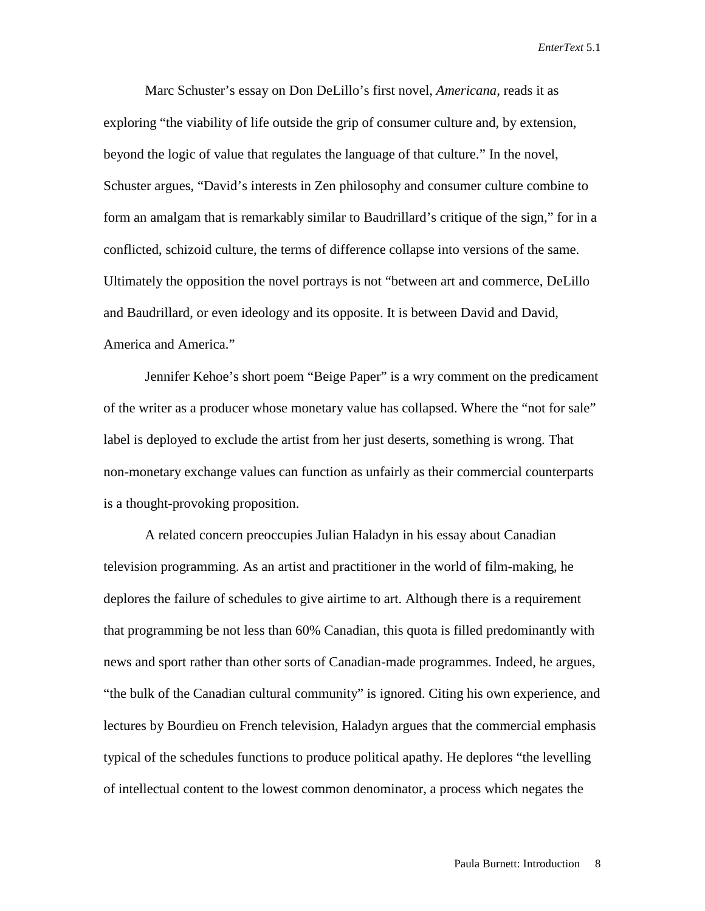Marc Schuster's essay on Don DeLillo's first novel, *Americana*, reads it as exploring "the viability of life outside the grip of consumer culture and, by extension, beyond the logic of value that regulates the language of that culture." In the novel, Schuster argues, "David's interests in Zen philosophy and consumer culture combine to form an amalgam that is remarkably similar to Baudrillard's critique of the sign," for in a conflicted, schizoid culture, the terms of difference collapse into versions of the same. Ultimately the opposition the novel portrays is not "between art and commerce, DeLillo and Baudrillard, or even ideology and its opposite. It is between David and David, America and America."

Jennifer Kehoe's short poem "Beige Paper" is a wry comment on the predicament of the writer as a producer whose monetary value has collapsed. Where the "not for sale" label is deployed to exclude the artist from her just deserts, something is wrong. That non-monetary exchange values can function as unfairly as their commercial counterparts is a thought-provoking proposition.

A related concern preoccupies Julian Haladyn in his essay about Canadian television programming. As an artist and practitioner in the world of film-making, he deplores the failure of schedules to give airtime to art. Although there is a requirement that programming be not less than 60% Canadian, this quota is filled predominantly with news and sport rather than other sorts of Canadian-made programmes. Indeed, he argues, "the bulk of the Canadian cultural community" is ignored. Citing his own experience, and lectures by Bourdieu on French television, Haladyn argues that the commercial emphasis typical of the schedules functions to produce political apathy. He deplores "the levelling of intellectual content to the lowest common denominator, a process which negates the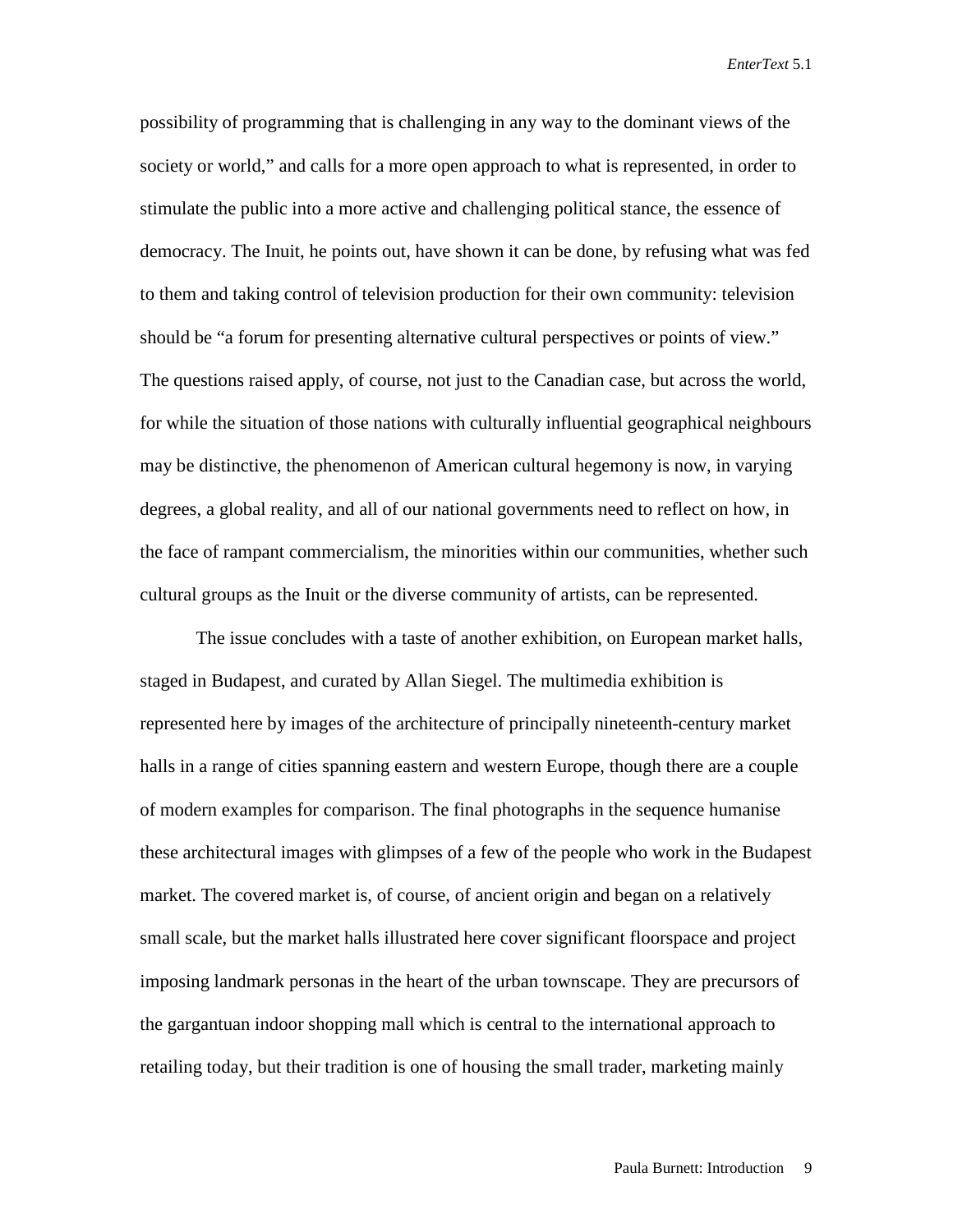possibility of programming that is challenging in any way to the dominant views of the society or world," and calls for a more open approach to what is represented, in order to stimulate the public into a more active and challenging political stance, the essence of democracy. The Inuit, he points out, have shown it can be done, by refusing what was fed to them and taking control of television production for their own community: television should be "a forum for presenting alternative cultural perspectives or points of view." The questions raised apply, of course, not just to the Canadian case, but across the world, for while the situation of those nations with culturally influential geographical neighbours may be distinctive, the phenomenon of American cultural hegemony is now, in varying degrees, a global reality, and all of our national governments need to reflect on how, in the face of rampant commercialism, the minorities within our communities, whether such cultural groups as the Inuit or the diverse community of artists, can be represented.

The issue concludes with a taste of another exhibition, on European market halls, staged in Budapest, and curated by Allan Siegel. The multimedia exhibition is represented here by images of the architecture of principally nineteenth-century market halls in a range of cities spanning eastern and western Europe, though there are a couple of modern examples for comparison. The final photographs in the sequence humanise these architectural images with glimpses of a few of the people who work in the Budapest market. The covered market is, of course, of ancient origin and began on a relatively small scale, but the market halls illustrated here cover significant floorspace and project imposing landmark personas in the heart of the urban townscape. They are precursors of the gargantuan indoor shopping mall which is central to the international approach to retailing today, but their tradition is one of housing the small trader, marketing mainly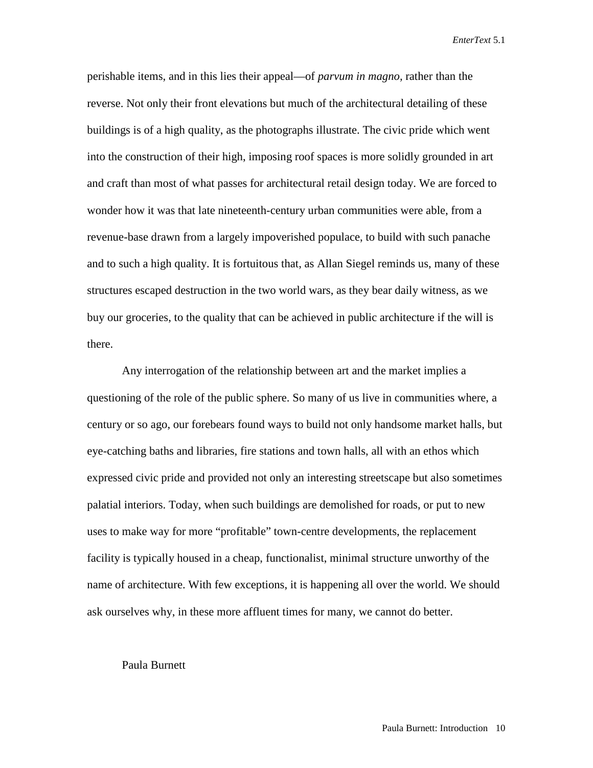perishable items, and in this lies their appeal—of *parvum in magno*, rather than the reverse. Not only their front elevations but much of the architectural detailing of these buildings is of a high quality, as the photographs illustrate. The civic pride which went into the construction of their high, imposing roof spaces is more solidly grounded in art and craft than most of what passes for architectural retail design today. We are forced to wonder how it was that late nineteenth-century urban communities were able, from a revenue-base drawn from a largely impoverished populace, to build with such panache and to such a high quality. It is fortuitous that, as Allan Siegel reminds us, many of these structures escaped destruction in the two world wars, as they bear daily witness, as we buy our groceries, to the quality that can be achieved in public architecture if the will is there.

Any interrogation of the relationship between art and the market implies a questioning of the role of the public sphere. So many of us live in communities where, a century or so ago, our forebears found ways to build not only handsome market halls, but eye-catching baths and libraries, fire stations and town halls, all with an ethos which expressed civic pride and provided not only an interesting streetscape but also sometimes palatial interiors. Today, when such buildings are demolished for roads, or put to new uses to make way for more "profitable" town-centre developments, the replacement facility is typically housed in a cheap, functionalist, minimal structure unworthy of the name of architecture. With few exceptions, it is happening all over the world. We should ask ourselves why, in these more affluent times for many, we cannot do better.

Paula Burnett